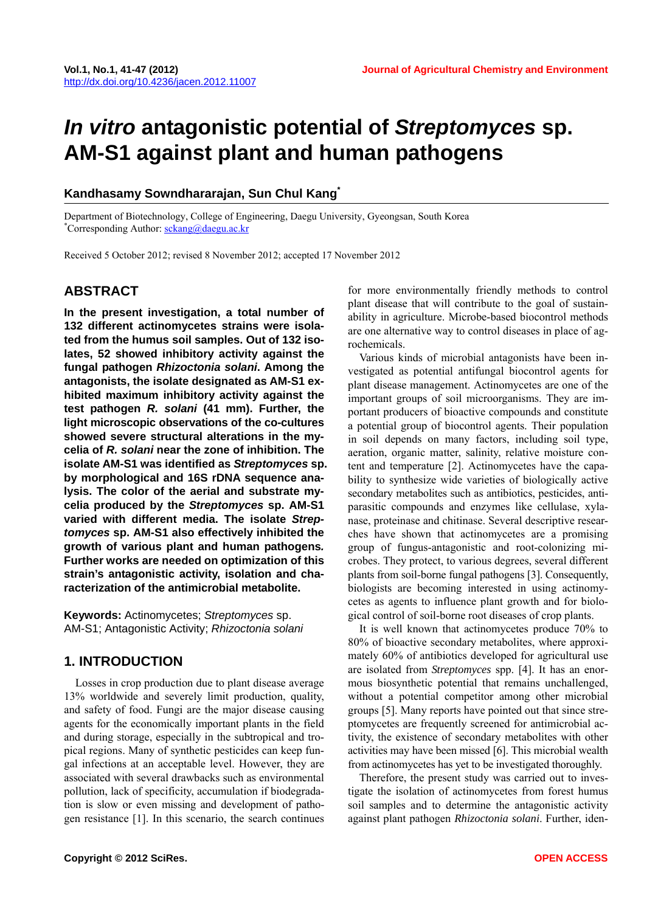# *In vitro* antagonistic potential of *Streptomyces* sp. AM-S1 against plant and human pathogens

**Kandhasamy Sowndhararajan, Sun Chul Kang***

Department of Biotechnology, College of Engineering, Daegu University, Gyeongsan, South Korea
*Corresponding Author: sckang@daegu.ac.kr

Received 5 October 2012; revised 8 November 2012; accepted 17 November 2012

## ABSTRACT

**In the present investigation, a total number of 132 different actinomycetes strains were isolated from the humus soil samples. Out of 132 isolates, 52 showed inhibitory activity against the fungal pathogen *Rhizoctonia solani*. Among the antagonists, the isolate designated as AM-S1 exhibited maximum inhibitory activity against the test pathogen *R. solani* (41 mm). Further, the light microscopic observations of the co-cultures showed severe structural alterations in the mycelia of *R. solani* near the zone of inhibition. The isolate AM-S1 was identified as *Streptomyces* sp. by morphological and 16S rDNA sequence analysis. The color of the aerial and substrate mycelia produced by the *Streptomyces* sp. AM-S1 varied with different media. The isolate *Streptomyces* sp. AM-S1 also effectively inhibited the growth of various plant and human pathogens. Further works are needed on optimization of this strain's antagonistic activity, isolation and characterization of the antimicrobial metabolite.**

**Keywords:** Actinomycetes; *Streptomyces* sp. AM-S1; Antagonistic Activity; *Rhizoctonia solani*

## 1. INTRODUCTION

Losses in crop production due to plant disease average 13% worldwide and severely limit production, quality, and safety of food. Fungi are the major disease causing agents for the economically important plants in the field and during storage, especially in the subtropical and tropical regions. Many of synthetic pesticides can keep fungal infections at an acceptable level. However, they are associated with several drawbacks such as environmental pollution, lack of specificity, accumulation if biodegradation is slow or even missing and development of pathogen resistance [1]. In this scenario, the search continues for more environmentally friendly methods to control plant disease that will contribute to the goal of sustainability in agriculture. Microbe-based biocontrol methods are one alternative way to control diseases in place of agrochemicals.

Various kinds of microbial antagonists have been investigated as potential antifungal biocontrol agents for plant disease management. Actinomycetes are one of the important groups of soil microorganisms. They are important producers of bioactive compounds and constitute a potential group of biocontrol agents. Their population in soil depends on many factors, including soil type, aeration, organic matter, salinity, relative moisture content and temperature [2]. Actinomycetes have the capability to synthesize wide varieties of biologically active secondary metabolites such as antibiotics, pesticides, antiparasitic compounds and enzymes like cellulase, xylanase, proteinase and chitinase. Several descriptive researches have shown that actinomycetes are a promising group of fungus-antagonistic and root-colonizing microbes. They protect, to various degrees, several different plants from soil-borne fungal pathogens [3]. Consequently, biologists are becoming interested in using actinomycetes as agents to influence plant growth and for biological control of soil-borne root diseases of crop plants.

It is well known that actinomycetes produce 70% to 80% of bioactive secondary metabolites, where approximately 60% of antibiotics developed for agricultural use are isolated from *Streptomyces* spp. [4]. It has an enormous biosynthetic potential that remains unchallenged, without a potential competitor among other microbial groups [5]. Many reports have pointed out that since streptomycetes are frequently screened for antimicrobial activity, the existence of secondary metabolites with other activities may have been missed [6]. This microbial wealth from actinomycetes has yet to be investigated thoroughly.

Therefore, the present study was carried out to investigate the isolation of actinomycetes from forest humus soil samples and to determine the antagonistic activity against plant pathogen *Rhizoctonia solani*. Further, iden-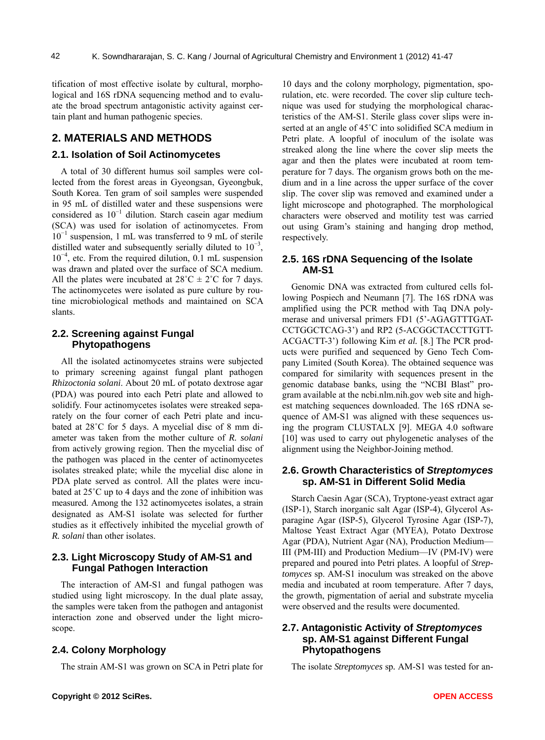tification of most effective isolate by cultural, morphological and 16S rDNA sequencing method and to evaluate the broad spectrum antagonistic activity against certain plant and human pathogenic species.

## 2. MATERIALS AND METHODS

### 2.1. Isolation of Soil Actinomycetes

A total of 30 different humus soil samples were collected from the forest areas in Gyeongsan, Gyeongbuk, South Korea. Ten gram of soil samples were suspended in 95 mL of distilled water and these suspensions were considered as $10^{-1}$ dilution. Starch casein agar medium (SCA) was used for isolation of actinomycetes. From $10^{-1}$ suspension, 1 mL was transferred to 9 mL of sterile distilled water and subsequently serially diluted to $10^{-3}$, $10^{-4}$, etc. From the required dilution, 0.1 mL suspension was drawn and plated over the surface of SCA medium. All the plates were incubated at 28˚C ± 2˚C for 7 days. The actinomycetes were isolated as pure culture by routine microbiological methods and maintained on SCA slants.

### 2.2. Screening against Fungal Phytopathogens

All the isolated actinomycetes strains were subjected to primary screening against fungal plant pathogen *Rhizoctonia solani*. About 20 mL of potato dextrose agar (PDA) was poured into each Petri plate and allowed to solidify. Four actinomycetes isolates were streaked separately on the four corner of each Petri plate and incubated at 28˚C for 5 days. A mycelial disc of 8 mm diameter was taken from the mother culture of *R. solani* from actively growing region. Then the mycelial disc of the pathogen was placed in the center of actinomycetes isolates streaked plate; while the mycelial disc alone in PDA plate served as control. All the plates were incubated at 25˚C up to 4 days and the zone of inhibition was measured. Among the 132 actinomycetes isolates, a strain designated as AM-S1 isolate was selected for further studies as it effectively inhibited the mycelial growth of *R. solani* than other isolates.

### 2.3. Light Microscopy Study of AM-S1 and Fungal Pathogen Interaction

The interaction of AM-S1 and fungal pathogen was studied using light microscopy. In the dual plate assay, the samples were taken from the pathogen and antagonist interaction zone and observed under the light microscope.

### 2.4. Colony Morphology

The strain AM-S1 was grown on SCA in Petri plate for 10 days and the colony morphology, pigmentation, sporulation, etc. were recorded. The cover slip culture technique was used for studying the morphological characteristics of the AM-S1. Sterile glass cover slips were inserted at an angle of 45˚C into solidified SCA medium in Petri plate. A loopful of inoculum of the isolate was streaked along the line where the cover slip meets the agar and then the plates were incubated at room temperature for 7 days. The organism grows both on the medium and in a line across the upper surface of the cover slip. The cover slip was removed and examined under a light microscope and photographed. The morphological characters were observed and motility test was carried out using Gram's staining and hanging drop method, respectively.

### 2.5. 16S rDNA Sequencing of the Isolate AM-S1

Genomic DNA was extracted from cultured cells following Pospiech and Neumann [7]. The 16S rDNA was amplified using the PCR method with Taq DNA polymerase and universal primers FD1 (5'-AGAGTTTGATCCTGGCTCAG-3') and RP2 (5-ACGGCTACCTTGTTACGACTT-3') following Kim *et al.* [8.] The PCR products were purified and sequenced by Geno Tech Company Limited (South Korea). The obtained sequence was compared for similarity with sequences present in the genomic database banks, using the "NCBI Blast" program available at the ncbi.nlm.nih.gov web site and highest matching sequences downloaded. The 16S rDNA sequence of AM-S1 was aligned with these sequences using the program CLUSTALX [9]. MEGA 4.0 software [10] was used to carry out phylogenetic analyses of the alignment using the Neighbor-Joining method.

### 2.6. Growth Characteristics of *Streptomyces* sp. AM-S1 in Different Solid Media

Starch Caesin Agar (SCA), Tryptone-yeast extract agar (ISP-1), Starch inorganic salt Agar (ISP-4), Glycerol Asparagine Agar (ISP-5), Glycerol Tyrosine Agar (ISP-7), Maltose Yeast Extract Agar (MYEA), Potato Dextrose Agar (PDA), Nutrient Agar (NA), Production Medium—III (PM-III) and Production Medium—IV (PM-IV) were prepared and poured into Petri plates. A loopful of *Streptomyces* sp. AM-S1 inoculum was streaked on the above media and incubated at room temperature. After 7 days, the growth, pigmentation of aerial and substrate mycelia were observed and the results were documented.

### 2.7. Antagonistic Activity of *Streptomyces* sp. AM-S1 against Different Fungal Phytopathogens

The isolate *Streptomyces* sp. AM-S1 was tested for an-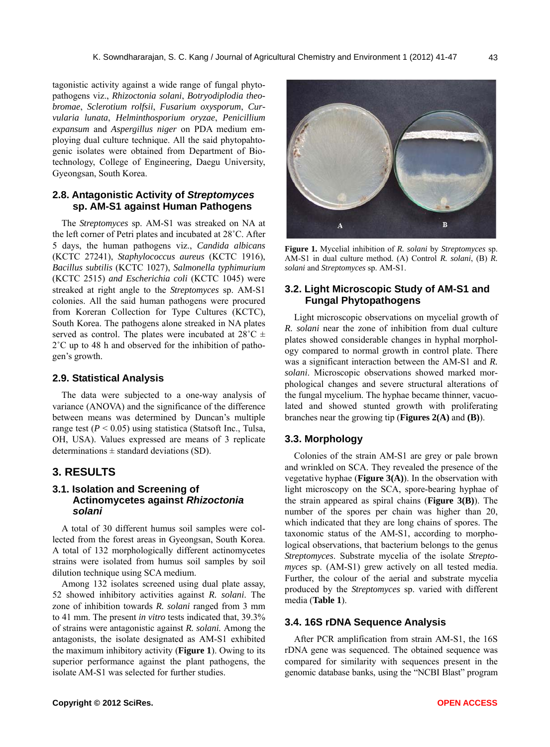tagonistic activity against a wide range of fungal phytopathogens viz., *Rhizoctonia solani*, *Botryodiplodia theobromae*, *Sclerotium rolfsii*, *Fusarium oxysporum*, *Curvularia lunata*, *Helminthosporium oryzae*, *Penicillium expansum* and *Aspergillus niger* on PDA medium employing dual culture technique. All the said phytopahtogenic isolates were obtained from Department of Biotechnology, College of Engineering, Daegu University, Gyeongsan, South Korea.

### 2.8. Antagonistic Activity of *Streptomyces* sp. AM-S1 against Human Pathogens

The *Streptomyces* sp. AM-S1 was streaked on NA at the left corner of Petri plates and incubated at 28˚C. After 5 days, the human pathogens viz., *Candida albicans* (KCTC 27241), *Staphylococcus aureus* (KCTC 1916), *Bacillus subtilis* (KCTC 1027), *Salmonella typhimurium* (KCTC 2515) *and Escherichia coli* (KCTC 1045) were streaked at right angle to the *Streptomyces* sp. AM-S1 colonies. All the said human pathogens were procured from Koreran Collection for Type Cultures (KCTC), South Korea. The pathogens alone streaked in NA plates served as control. The plates were incubated at 28˚C ± 2˚C up to 48 h and observed for the inhibition of pathogen's growth.

### 2.9. Statistical Analysis

The data were subjected to a one-way analysis of variance (ANOVA) and the significance of the difference between means was determined by Duncan's multiple range test ($P < 0.05$) using statistica (Statsoft Inc., Tulsa, OH, USA). Values expressed are means of 3 replicate determinations ± standard deviations (SD).

## 3. RESULTS

### 3.1. Isolation and Screening of Actinomycetes against *Rhizoctonia solani*

A total of 30 different humus soil samples were collected from the forest areas in Gyeongsan, South Korea. A total of 132 morphologically different actinomycetes strains were isolated from humus soil samples by soil dilution technique using SCA medium.

Among 132 isolates screened using dual plate assay, 52 showed inhibitory activities against *R. solani*. The zone of inhibition towards *R. solani* ranged from 3 mm to 41 mm. The present *in vitro* tests indicated that, 39.3% of strains were antagonistic against *R. solani.* Among the antagonists, the isolate designated as AM-S1 exhibited the maximum inhibitory activity (**Figure 1**). Owing to its superior performance against the plant pathogens, the isolate AM-S1 was selected for further studies.

**Figure 1.** Mycelial inhibition of *R. solani* by *Streptomyces* sp. AM-S1 in dual culture method. (A) Control *R. solani*, (B) *R. solani* and *Streptomyces* sp. AM-S1.

### 3.2. Light Microscopic Study of AM-S1 and Fungal Phytopathogens

Light microscopic observations on mycelial growth of *R. solani* near the zone of inhibition from dual culture plates showed considerable changes in hyphal morphology compared to normal growth in control plate. There was a significant interaction between the AM-S1 and *R. solani*. Microscopic observations showed marked morphological changes and severe structural alterations of the fungal mycelium. The hyphae became thinner, vacuolated and showed stunted growth with proliferating branches near the growing tip (**Figures 2(A)** and **(B)**).

### 3.3. Morphology

Colonies of the strain AM-S1 are grey or pale brown and wrinkled on SCA. They revealed the presence of the vegetative hyphae (**Figure 3(A)**). In the observation with light microscopy on the SCA, spore-bearing hyphae of the strain appeared as spiral chains (**Figure 3(B)**). The number of the spores per chain was higher than 20, which indicated that they are long chains of spores. The taxonomic status of the AM-S1, according to morphological observations, that bacterium belongs to the genus *Streptomyces*. Substrate mycelia of the isolate *Streptomyces* sp. (AM-S1) grew actively on all tested media. Further, the colour of the aerial and substrate mycelia produced by the *Streptomyces* sp. varied with different media (**Table 1**).

### 3.4. 16S rDNA Sequence Analysis

After PCR amplification from strain AM-S1, the 16S rDNA gene was sequenced. The obtained sequence was compared for similarity with sequences present in the genomic database banks, using the "NCBI Blast" program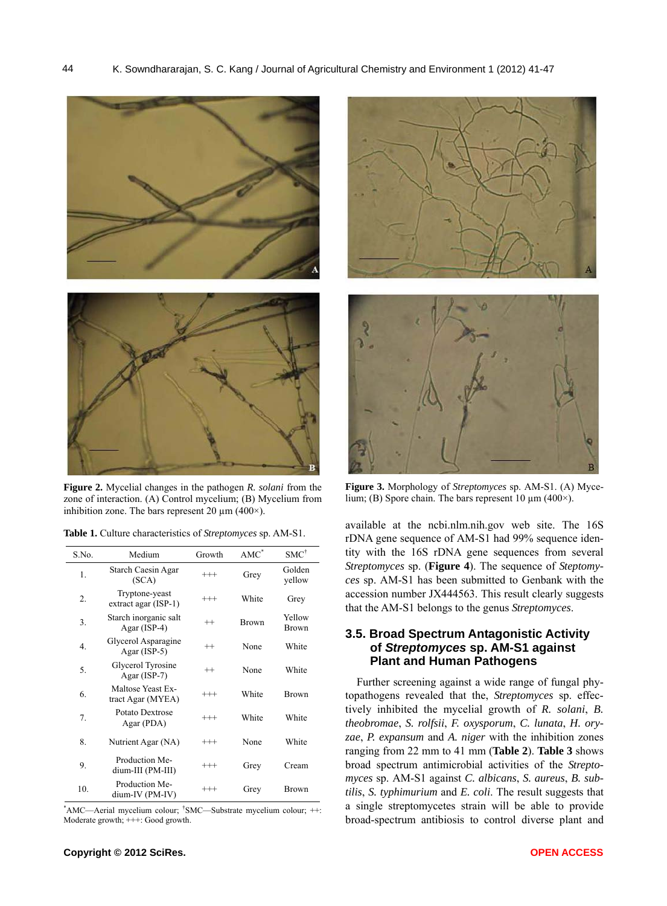**Figure 2.** Mycelial changes in the pathogen *R. solani* from the zone of interaction. (A) Control mycelium; (B) Mycelium from inhibition zone. The bars represent 20 µm (400×).

**Table 1.** Culture characteristics of *Streptomyces* sp. AM-S1.

| S.No. | Medium | Growth | AMC* | SMC† |
|---|---|---|---|---|
| 1. | Starch Caesin Agar (SCA) | +++ | Grey | Golden yellow |
| 2. | Tryptone-yeast extract agar (ISP-1) | +++ | White | Grey |
| 3. | Starch inorganic salt Agar (ISP-4) | ++ | Brown | Yellow Brown |
| 4. | Glycerol Asparagine Agar (ISP-5) | ++ | None | White |
| 5. | Glycerol Tyrosine Agar (ISP-7) | ++ | None | White |
| 6. | Maltose Yeast Extract Agar (MYEA) | +++ | White | Brown |
| 7. | Potato Dextrose Agar (PDA) | +++ | White | White |
| 8. | Nutrient Agar (NA) | +++ | None | White |
| 9. | Production Medium-III (PM-III) | +++ | Grey | Cream |
| 10. | Production Medium-IV (PM-IV) | +++ | Grey | Brown |

*AMC—Aerial mycelium colour; †SMC—Substrate mycelium colour; ++: Moderate growth; +++: Good growth.

**Figure 3.** Morphology of *Streptomyces* sp. AM-S1. (A) Mycelium; (B) Spore chain. The bars represent 10 µm (400×).

available at the ncbi.nlm.nih.gov web site. The 16S rDNA gene sequence of AM-S1 had 99% sequence identity with the 16S rDNA gene sequences from several *Streptomyces* sp. (**Figure 4**). The sequence of *Steptomyces* sp. AM-S1 has been submitted to Genbank with the accession number JX444563. This result clearly suggests that the AM-S1 belongs to the genus *Streptomyces*.

### 3.5. Broad Spectrum Antagonistic Activity of *Streptomyces* sp. AM-S1 against Plant and Human Pathogens

Further screening against a wide range of fungal phytopathogens revealed that the, *Streptomyces* sp. effectively inhibited the mycelial growth of *R. solani*, *B. theobromae*, *S. rolfsii*, *F. oxysporum*, *C. lunata*, *H. oryzae*, *P. expansum* and *A. niger* with the inhibition zones ranging from 22 mm to 41 mm (**Table 2**). **Table 3** shows broad spectrum antimicrobial activities of the *Streptomyces* sp. AM-S1 against *C. albicans*, *S. aureus*, *B. subtilis*, *S. typhimurium* and *E. coli*. The result suggests that a single streptomycetes strain will be able to provide broad-spectrum antibiosis to control diverse plant and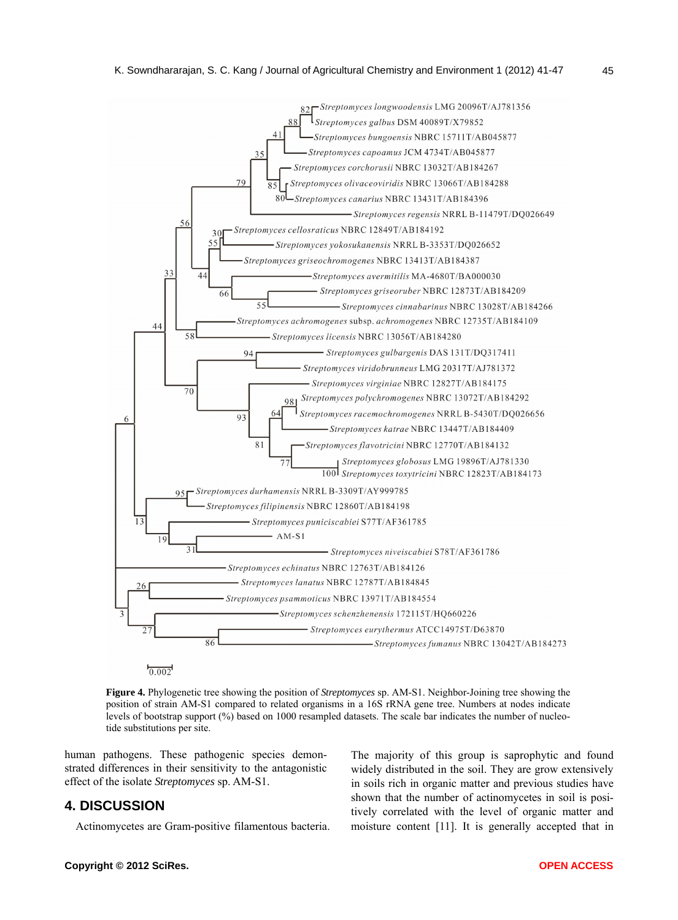**Figure 4.** Phylogenetic tree showing the position of *Streptomyces* sp. AM-S1. Neighbor-Joining tree showing the position of strain AM-S1 compared to related organisms in a 16S rRNA gene tree. Numbers at nodes indicate levels of bootstrap support (%) based on 1000 resampled datasets. The scale bar indicates the number of nucleotide substitutions per site.

human pathogens. These pathogenic species demonstrated differences in their sensitivity to the antagonistic effect of the isolate *Streptomyces* sp. AM-S1.

## 4. DISCUSSION

Actinomycetes are Gram-positive filamentous bacteria. The majority of this group is saprophytic and found widely distributed in the soil. They are grow extensively in soils rich in organic matter and previous studies have shown that the number of actinomycetes in soil is positively correlated with the level of organic matter and moisture content [11]. It is generally accepted that in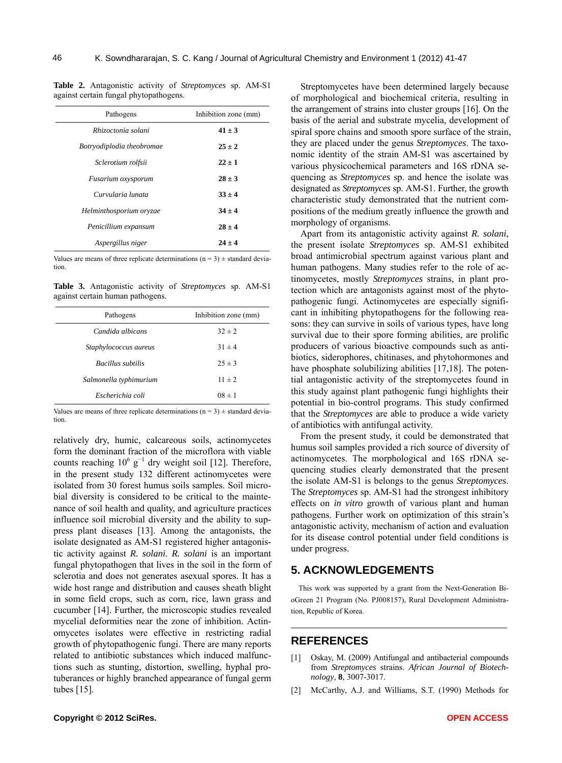**Table 2.** Antagonistic activity of *Streptomyces* sp. AM-S1 against certain fungal phytopathogens.

| Pathogens | Inhibition zone (mm) |
|---|---|
| *Rhizoctonia solani* | **41 ± 3** |
| *Botryodiplodia theobromae* | **25 ± 2** |
| *Sclerotium rolfsii* | **22 ± 1** |
| *Fusarium oxysporum* | **28 ± 3** |
| *Curvularia lunata* | **33 ± 4** |
| *Helminthosporium oryzae* | **34 ± 4** |
| *Penicillium expansum* | **28 ± 4** |
| *Aspergillus niger* | **24 ± 4** |

Values are means of three replicate determinations (n = 3) ± standard deviation.

**Table 3.** Antagonistic activity of *Streptomyces* sp. AM-S1 against certain human pathogens.

| Pathogens | Inhibition zone (mm) |
|---|---|
| *Candida albicans* | 32 ± 2 |
| *Staphylococcus aureus* | 31 ± 4 |
| *Bacillus subtilis* | 25 ± 3 |
| *Salmonella typhimurium* | 11 ± 2 |
| *Escherichia coli* | 08 ± 1 |

Values are means of three replicate determinations (n = 3) ± standard deviation.

relatively dry, humic, calcareous soils, actinomycetes form the dominant fraction of the microflora with viable counts reaching $10^6$ $g^{-1}$ dry weight soil [12]. Therefore, in the present study 132 different actinomycetes were isolated from 30 forest humus soils samples. Soil microbial diversity is considered to be critical to the maintenance of soil health and quality, and agriculture practices influence soil microbial diversity and the ability to suppress plant diseases [13]. Among the antagonists, the isolate designated as AM-S1 registered higher antagonistic activity against *R. solani*. *R. solani* is an important fungal phytopathogen that lives in the soil in the form of sclerotia and does not generates asexual spores. It has a wide host range and distribution and causes sheath blight in some field crops, such as corn, rice, lawn grass and cucumber [14]. Further, the microscopic studies revealed mycelial deformities near the zone of inhibition. Actinomycetes isolates were effective in restricting radial growth of phytopathogenic fungi. There are many reports related to antibiotic substances which induced malfunctions such as stunting, distortion, swelling, hyphal protuberances or highly branched appearance of fungal germ tubes [15].

Streptomycetes have been determined largely because of morphological and biochemical criteria, resulting in the arrangement of strains into cluster groups [16]. On the basis of the aerial and substrate mycelia, development of spiral spore chains and smooth spore surface of the strain, they are placed under the genus *Streptomyces*. The taxonomic identity of the strain AM-S1 was ascertained by various physicochemical parameters and 16S rDNA sequencing as *Streptomyces* sp. and hence the isolate was designated as *Streptomyces* sp. AM-S1. Further, the growth characteristic study demonstrated that the nutrient compositions of the medium greatly influence the growth and morphology of organisms.

Apart from its antagonistic activity against *R. solani*, the present isolate *Streptomyces* sp. AM-S1 exhibited broad antimicrobial spectrum against various plant and human pathogens. Many studies refer to the role of actinomycetes, mostly *Streptomyces* strains, in plant protection which are antagonists against most of the phytopathogenic fungi. Actinomycetes are especially significant in inhibiting phytopathogens for the following reasons: they can survive in soils of various types, have long survival due to their spore forming abilities, are prolific producers of various bioactive compounds such as antibiotics, siderophores, chitinases, and phytohormones and have phosphate solubilizing abilities [17,18]. The potential antagonistic activity of the streptomycetes found in this study against plant pathogenic fungi highlights their potential in bio-control programs. This study confirmed that the *Streptomyces* are able to produce a wide variety of antibiotics with antifungal activity.

From the present study, it could be demonstrated that humus soil samples provided a rich source of diversity of actinomycetes. The morphological and 16S rDNA sequencing studies clearly demonstrated that the present the isolate AM-S1 is belongs to the genus *Streptomyces*. The *Streptomyces* sp. AM-S1 had the strongest inhibitory effects on *in vitro* growth of various plant and human pathogens. Further work on optimization of this strain's antagonistic activity, mechanism of action and evaluation for its disease control potential under field conditions is under progress.

## 5. ACKNOWLEDGEMENTS

This work was supported by a grant from the Next-Generation BioGreen 21 Program (No. PJ008157), Rural Development Administration, Republic of Korea.

## REFERENCES

[1] Oskay, M. (2009) Antifungal and antibacterial compounds from *Streptomyces* strains. *African Journal of Biotechnology*, **8**, 3007-3017.

[2] McCarthy, A.J. and Williams, S.T. (1990) Methods for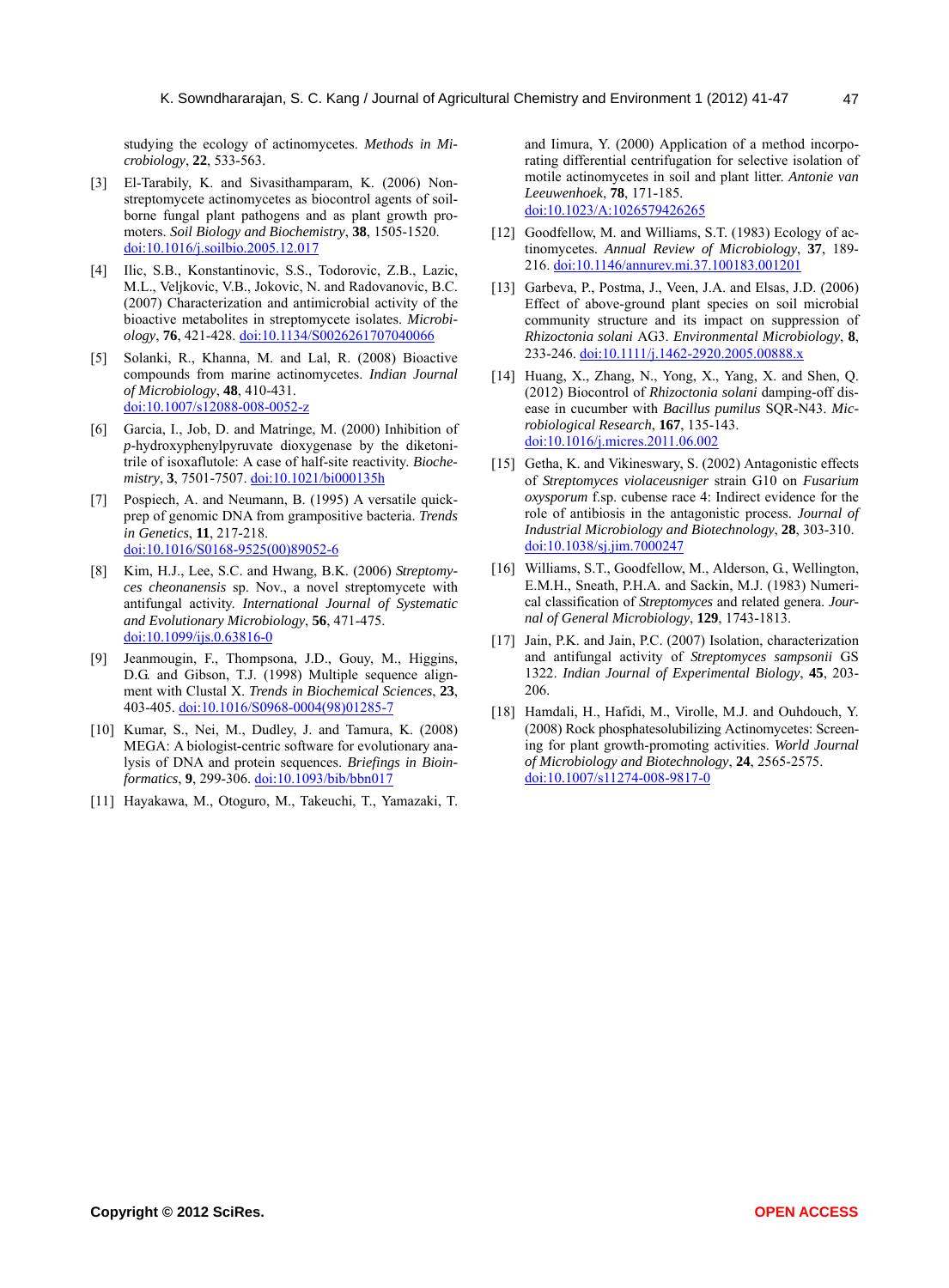studying the ecology of actinomycetes. *Methods in Microbiology*, **22**, 533-563.

[3] El-Tarabily, K. and Sivasithamparam, K. (2006) Non-streptomycete actinomycetes as biocontrol agents of soil-borne fungal plant pathogens and as plant growth promoters. *Soil Biology and Biochemistry*, **38**, 1505-1520. doi:10.1016/j.soilbio.2005.12.017

[4] Ilic, S.B., Konstantinovic, S.S., Todorovic, Z.B., Lazic, M.L., Veljkovic, V.B., Jokovic, N. and Radovanovic, B.C. (2007) Characterization and antimicrobial activity of the bioactive metabolites in streptomycete isolates. *Microbiology*, **76**, 421-428. doi:10.1134/S0026261707040066

[5] Solanki, R., Khanna, M. and Lal, R. (2008) Bioactive compounds from marine actinomycetes. *Indian Journal of Microbiology*, **48**, 410-431. doi:10.1007/s12088-008-0052-z

[6] Garcia, I., Job, D. and Matringe, M. (2000) Inhibition of *p*-hydroxyphenylpyruvate dioxygenase by the diketonitrile of isoxaflutole: A case of half-site reactivity. *Biochemistry*, **3**, 7501-7507. doi:10.1021/bi000135h

[7] Pospiech, A. and Neumann, B. (1995) A versatile quick-prep of genomic DNA from grampositive bacteria. *Trends in Genetics*, **11**, 217-218. doi:10.1016/S0168-9525(00)89052-6

[8] Kim, H.J., Lee, S.C. and Hwang, B.K. (2006) *Streptomyces cheonanensis* sp. Nov., a novel streptomycete with antifungal activity. *International Journal of Systematic and Evolutionary Microbiology*, **56**, 471-475. doi:10.1099/ijs.0.63816-0

[9] Jeanmougin, F., Thompsona, J.D., Gouy, M., Higgins, D.G. and Gibson, T.J. (1998) Multiple sequence alignment with Clustal X. *Trends in Biochemical Sciences*, **23**, 403-405. doi:10.1016/S0968-0004(98)01285-7

[10] Kumar, S., Nei, M., Dudley, J. and Tamura, K. (2008) MEGA: A biologist-centric software for evolutionary analysis of DNA and protein sequences. *Briefings in Bioinformatics*, **9**, 299-306. doi:10.1093/bib/bbn017

[11] Hayakawa, M., Otoguro, M., Takeuchi, T., Yamazaki, T. and Iimura, Y. (2000) Application of a method incorporating differential centrifugation for selective isolation of motile actinomycetes in soil and plant litter. *Antonie van Leeuwenhoek*, **78**, 171-185. doi:10.1023/A:1026579426265

[12] Goodfellow, M. and Williams, S.T. (1983) Ecology of actinomycetes. *Annual Review of Microbiology*, **37**, 189-216. doi:10.1146/annurev.mi.37.100183.001201

[13] Garbeva, P., Postma, J., Veen, J.A. and Elsas, J.D. (2006) Effect of above-ground plant species on soil microbial community structure and its impact on suppression of *Rhizoctonia solani* AG3. *Environmental Microbiology*, **8**, 233-246. doi:10.1111/j.1462-2920.2005.00888.x

[14] Huang, X., Zhang, N., Yong, X., Yang, X. and Shen, Q. (2012) Biocontrol of *Rhizoctonia solani* damping-off disease in cucumber with *Bacillus pumilus* SQR-N43. *Microbiological Research*, **167**, 135-143. doi:10.1016/j.micres.2011.06.002

[15] Getha, K. and Vikineswary, S. (2002) Antagonistic effects of *Streptomyces violaceusniger* strain G10 on *Fusarium oxysporum* f.sp. cubense race 4: Indirect evidence for the role of antibiosis in the antagonistic process. *Journal of Industrial Microbiology and Biotechnology*, **28**, 303-310. doi:10.1038/sj.jim.7000247

[16] Williams, S.T., Goodfellow, M., Alderson, G., Wellington, E.M.H., Sneath, P.H.A. and Sackin, M.J. (1983) Numerical classification of *Streptomyces* and related genera. *Journal of General Microbiology*, **129**, 1743-1813.

[17] Jain, P.K. and Jain, P.C. (2007) Isolation, characterization and antifungal activity of *Streptomyces sampsonii* GS 1322. *Indian Journal of Experimental Biology*, **45**, 203-206.

[18] Hamdali, H., Hafidi, M., Virolle, M.J. and Ouhdouch, Y. (2008) Rock phosphatesolubilizing Actinomycetes: Screening for plant growth-promoting activities. *World Journal of Microbiology and Biotechnology*, **24**, 2565-2575. doi:10.1007/s11274-008-9817-0